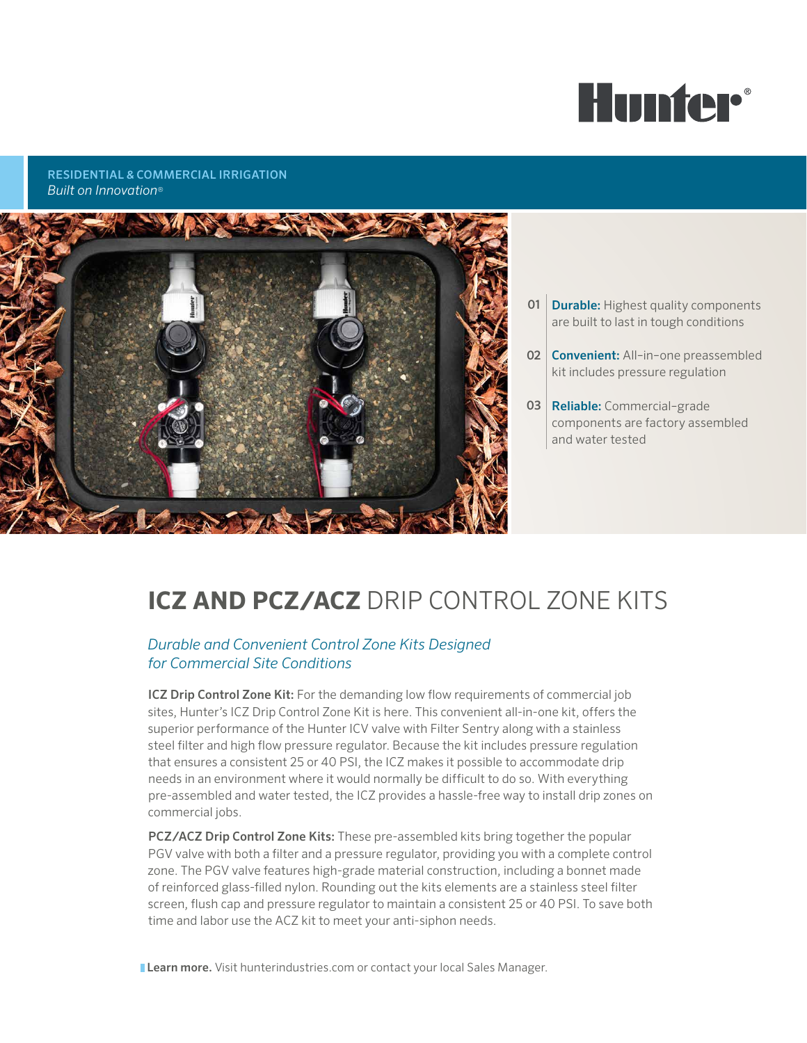Hunter®

RESIDENTIAL & COMMERCIAL IRRIGATION
*Built on Innovation®*

01 **Durable:** Highest quality components are built to last in tough conditions

02 **Convenient:** All-in-one preassembled kit includes pressure regulation

03 **Reliable:** Commercial-grade components are factory assembled and water tested

# **ICZ AND PCZ/ACZ** DRIP CONTROL ZONE KITS

*Durable and Convenient Control Zone Kits Designed for Commercial Site Conditions*

**ICZ Drip Control Zone Kit:** For the demanding low flow requirements of commercial job sites, Hunter's ICZ Drip Control Zone Kit is here. This convenient all-in-one kit, offers the superior performance of the Hunter ICV valve with Filter Sentry along with a stainless steel filter and high flow pressure regulator. Because the kit includes pressure regulation that ensures a consistent 25 or 40 PSI, the ICZ makes it possible to accommodate drip needs in an environment where it would normally be difficult to do so. With everything pre-assembled and water tested, the ICZ provides a hassle-free way to install drip zones on commercial jobs.

**PCZ/ACZ Drip Control Zone Kits:** These pre-assembled kits bring together the popular PGV valve with both a filter and a pressure regulator, providing you with a complete control zone. The PGV valve features high-grade material construction, including a bonnet made of reinforced glass-filled nylon. Rounding out the kits elements are a stainless steel filter screen, flush cap and pressure regulator to maintain a consistent 25 or 40 PSI. To save both time and labor use the ACZ kit to meet your anti-siphon needs.

**Learn more.** Visit hunterindustries.com or contact your local Sales Manager.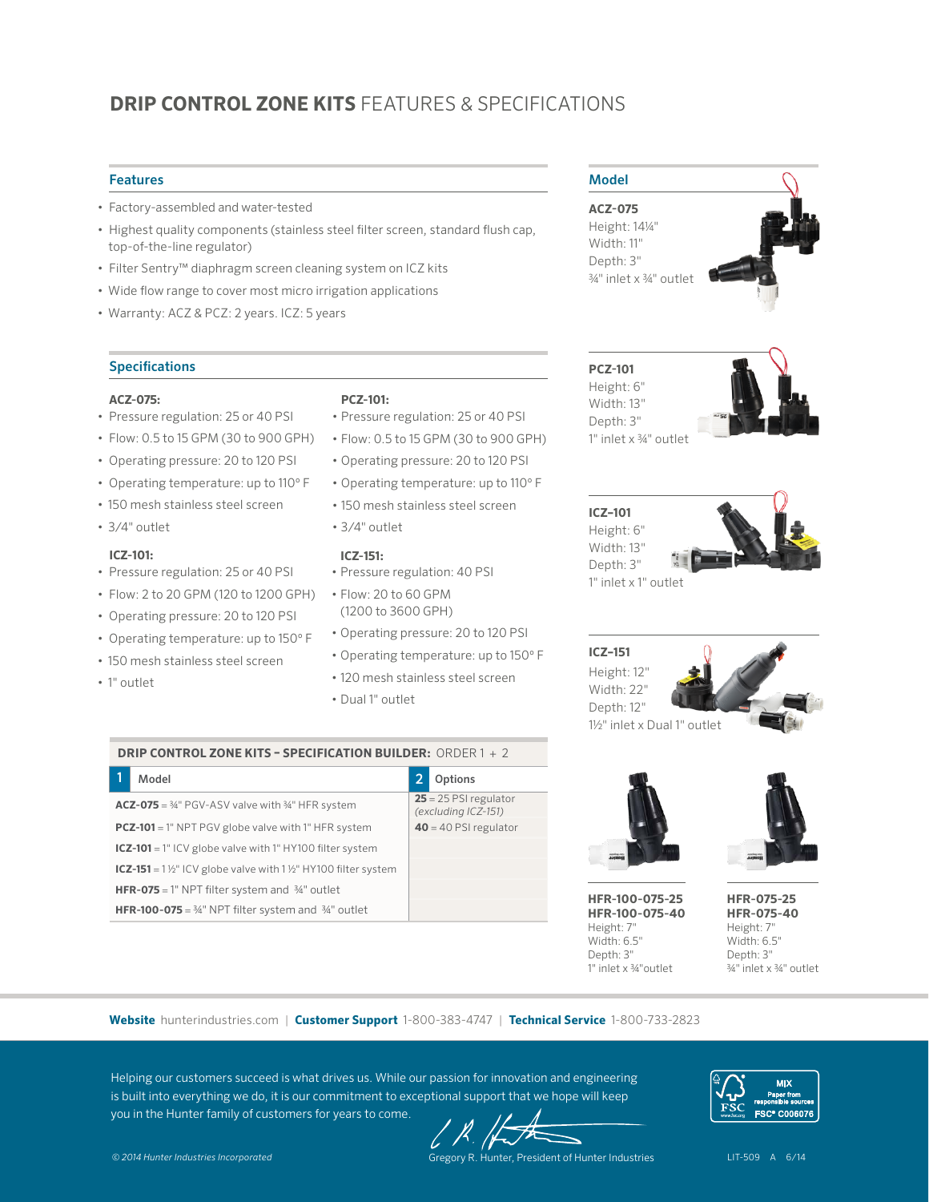# DRIP CONTROL ZONE KITS FEATURES & SPECIFICATIONS

## Features

- Factory-assembled and water-tested
- Highest quality components (stainless steel filter screen, standard flush cap, top-of-the-line regulator)
- Filter Sentry™ diaphragm screen cleaning system on ICZ kits
- Wide flow range to cover most micro irrigation applications
- Warranty: ACZ & PCZ: 2 years. ICZ: 5 years

## Specifications

**ACZ-075:**
- Pressure regulation: 25 or 40 PSI
- Flow: 0.5 to 15 GPM (30 to 900 GPH)
- Operating pressure: 20 to 120 PSI
- Operating temperature: up to 110° F
- 150 mesh stainless steel screen
- 3/4" outlet

**PCZ-101:**
- Pressure regulation: 25 or 40 PSI
- Flow: 0.5 to 15 GPM (30 to 900 GPH)
- Operating pressure: 20 to 120 PSI
- Operating temperature: up to 110° F
- 150 mesh stainless steel screen
- 3/4" outlet

**ICZ-101:**
- Pressure regulation: 25 or 40 PSI
- Flow: 2 to 20 GPM (120 to 1200 GPH)
- Operating pressure: 20 to 120 PSI
- Operating temperature: up to 150° F
- 150 mesh stainless steel screen
- 1" outlet

**ICZ-151:**
- Pressure regulation: 40 PSI
- Flow: 20 to 60 GPM (1200 to 3600 GPH)
- Operating pressure: 20 to 120 PSI
- Operating temperature: up to 150° F
- 120 mesh stainless steel screen
- Dual 1" outlet

## Model

**ACZ-075**
Height: 14¼"
Width: 11"
Depth: 3"
¾" inlet x ¾" outlet

**PCZ-101**
Height: 6"
Width: 13"
Depth: 3"
1" inlet x ¾" outlet

**ICZ-101**
Height: 6"
Width: 13"
Depth: 3"
1" inlet x 1" outlet

**ICZ-151**
Height: 12"
Width: 22"
Depth: 12"
1½" inlet x Dual 1" outlet

**HFR-100-075-25**
**HFR-100-075-40**
Height: 7"
Width: 6.5"
Depth: 3"
1" inlet x ¾"outlet

**HFR-075-25**
**HFR-075-40**
Height: 7"
Width: 6.5"
Depth: 3"
¾" inlet x ¾" outlet

### DRIP CONTROL ZONE KITS – SPECIFICATION BUILDER: ORDER 1 + 2

| 1 Model | 2 Options |
|---|---|
| **ACZ-075** = ¾" PGV-ASV valve with ¾" HFR system | **25** = 25 PSI regulator *(excluding ICZ-151)* |
| **PCZ-101** = 1" NPT PGV globe valve with 1" HFR system | **40** = 40 PSI regulator |
| **ICZ-101** = 1" ICV globe valve with 1" HY100 filter system | |
| **ICZ-151** = 1½" ICV globe valve with 1½" HY100 filter system | |
| **HFR-075** = 1" NPT filter system and ¾" outlet | |
| **HFR-100-075** = ¾" NPT filter system and ¾" outlet | |

**Website** hunterindustries.com | **Customer Support** 1-800-383-4747 | **Technical Service** 1-800-733-2823

Helping our customers succeed is what drives us. While our passion for innovation and engineering is built into everything we do, it is our commitment to exceptional support that we hope will keep you in the Hunter family of customers for years to come.

Gregory R. Hunter, President of Hunter Industries

*© 2014 Hunter Industries Incorporated*

LIT-509 A 6/14